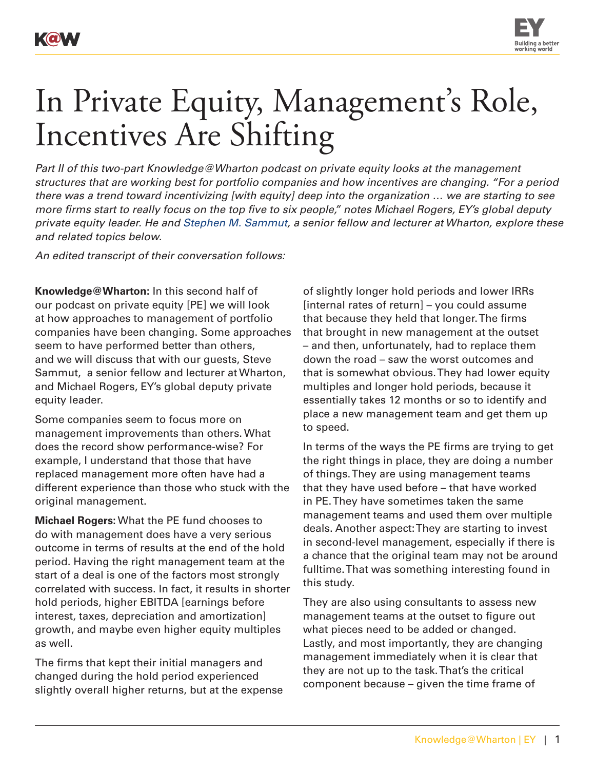# In Private Equity, Management's Role, Incentives Are Shifting

*Part II of this two-part Knowledge@Wharton podcast on private equity looks at the management structures that are working best for portfolio companies and how incentives are changing. "For a period there was a trend toward incentivizing [with equity] deep into the organization … we are starting to see more firms start to really focus on the top five to six people," notes Michael Rogers, EY's global deputy private equity leader. He and Stephen M. Sammut, a senior fellow and lecturer at Wharton, explore these and related topics below.*

*An edited transcript of their conversation follows:*

**Knowledge@Wharton:** In this second half of our podcast on private equity [PE] we will look at how approaches to management of portfolio companies have been changing. Some approaches seem to have performed better than others, and we will discuss that with our guests, Steve Sammut, a senior fellow and lecturer at Wharton, and Michael Rogers, EY's global deputy private equity leader.

Some companies seem to focus more on management improvements than others. What does the record show performance-wise? For example, I understand that those that have replaced management more often have had a different experience than those who stuck with the original management.

**Michael Rogers:** What the PE fund chooses to do with management does have a very serious outcome in terms of results at the end of the hold period. Having the right management team at the start of a deal is one of the factors most strongly correlated with success. In fact, it results in shorter hold periods, higher EBITDA [earnings before interest, taxes, depreciation and amortization] growth, and maybe even higher equity multiples as well.

The firms that kept their initial managers and changed during the hold period experienced slightly overall higher returns, but at the expense of slightly longer hold periods and lower IRRs [internal rates of return] – you could assume that because they held that longer. The firms that brought in new management at the outset – and then, unfortunately, had to replace them down the road – saw the worst outcomes and that is somewhat obvious. They had lower equity multiples and longer hold periods, because it essentially takes 12 months or so to identify and place a new management team and get them up to speed.

In terms of the ways the PE firms are trying to get the right things in place, they are doing a number of things. They are using management teams that they have used before – that have worked in PE. They have sometimes taken the same management teams and used them over multiple deals. Another aspect: They are starting to invest in second-level management, especially if there is a chance that the original team may not be around fulltime. That was something interesting found in this study.

They are also using consultants to assess new management teams at the outset to figure out what pieces need to be added or changed. Lastly, and most importantly, they are changing management immediately when it is clear that they are not up to the task. That's the critical component because – given the time frame of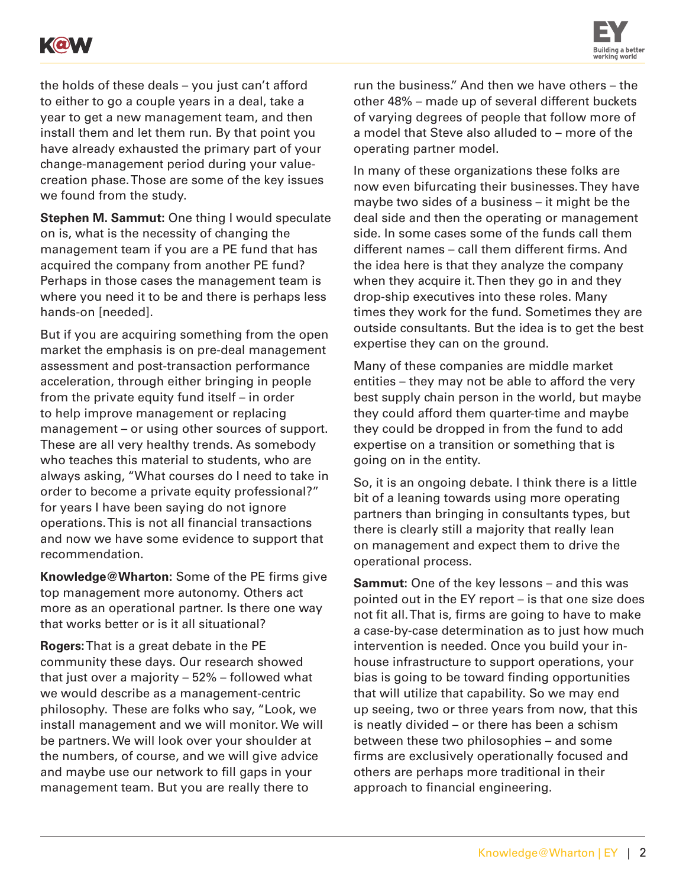the holds of these deals – you just can't afford to either to go a couple years in a deal, take a year to get a new management team, and then install them and let them run. By that point you have already exhausted the primary part of your change-management period during your value-creation phase. Those are some of the key issues we found from the study.

**Stephen M. Sammut:** One thing I would speculate on is, what is the necessity of changing the management team if you are a PE fund that has acquired the company from another PE fund? Perhaps in those cases the management team is where you need it to be and there is perhaps less hands-on [needed].

But if you are acquiring something from the open market the emphasis is on pre-deal management assessment and post-transaction performance acceleration, through either bringing in people from the private equity fund itself – in order to help improve management or replacing management – or using other sources of support. These are all very healthy trends. As somebody who teaches this material to students, who are always asking, "What courses do I need to take in order to become a private equity professional?" for years I have been saying do not ignore operations. This is not all financial transactions and now we have some evidence to support that recommendation.

**Knowledge@Wharton:** Some of the PE firms give top management more autonomy. Others act more as an operational partner. Is there one way that works better or is it all situational?

**Rogers:** That is a great debate in the PE community these days. Our research showed that just over a majority – 52% – followed what we would describe as a management-centric philosophy. These are folks who say, "Look, we install management and we will monitor. We will be partners. We will look over your shoulder at the numbers, of course, and we will give advice and maybe use our network to fill gaps in your management team. But you are really there to run the business." And then we have others – the other 48% – made up of several different buckets of varying degrees of people that follow more of a model that Steve also alluded to – more of the operating partner model.

In many of these organizations these folks are now even bifurcating their businesses. They have maybe two sides of a business – it might be the deal side and then the operating or management side. In some cases some of the funds call them different names – call them different firms. And the idea here is that they analyze the company when they acquire it. Then they go in and they drop-ship executives into these roles. Many times they work for the fund. Sometimes they are outside consultants. But the idea is to get the best expertise they can on the ground.

Many of these companies are middle market entities – they may not be able to afford the very best supply chain person in the world, but maybe they could afford them quarter-time and maybe they could be dropped in from the fund to add expertise on a transition or something that is going on in the entity.

So, it is an ongoing debate. I think there is a little bit of a leaning towards using more operating partners than bringing in consultants types, but there is clearly still a majority that really lean on management and expect them to drive the operational process.

**Sammut:** One of the key lessons – and this was pointed out in the EY report – is that one size does not fit all. That is, firms are going to have to make a case-by-case determination as to just how much intervention is needed. Once you build your in-house infrastructure to support operations, your bias is going to be toward finding opportunities that will utilize that capability. So we may end up seeing, two or three years from now, that this is neatly divided – or there has been a schism between these two philosophies – and some firms are exclusively operationally focused and others are perhaps more traditional in their approach to financial engineering.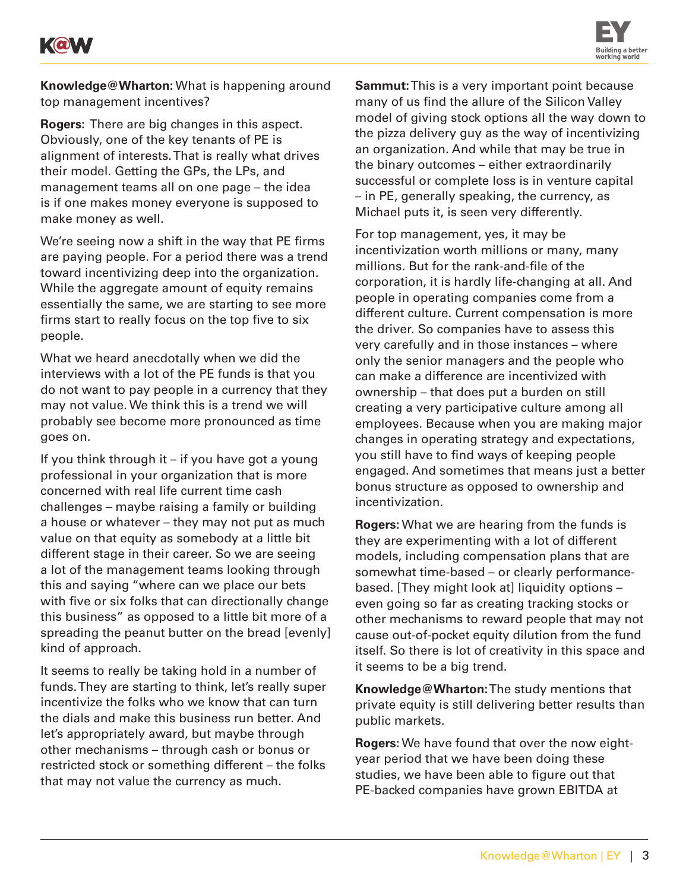**Knowledge@Wharton:** What is happening around top management incentives?

**Rogers:** There are big changes in this aspect. Obviously, one of the key tenants of PE is alignment of interests. That is really what drives their model. Getting the GPs, the LPs, and management teams all on one page – the idea is if one makes money everyone is supposed to make money as well.

We're seeing now a shift in the way that PE firms are paying people. For a period there was a trend toward incentivizing deep into the organization. While the aggregate amount of equity remains essentially the same, we are starting to see more firms start to really focus on the top five to six people.

What we heard anecdotally when we did the interviews with a lot of the PE funds is that you do not want to pay people in a currency that they may not value. We think this is a trend we will probably see become more pronounced as time goes on.

If you think through it – if you have got a young professional in your organization that is more concerned with real life current time cash challenges – maybe raising a family or building a house or whatever – they may not put as much value on that equity as somebody at a little bit different stage in their career. So we are seeing a lot of the management teams looking through this and saying "where can we place our bets with five or six folks that can directionally change this business" as opposed to a little bit more of a spreading the peanut butter on the bread [evenly] kind of approach.

It seems to really be taking hold in a number of funds. They are starting to think, let's really super incentivize the folks who we know that can turn the dials and make this business run better. And let's appropriately award, but maybe through other mechanisms – through cash or bonus or restricted stock or something different – the folks that may not value the currency as much.

**Sammut:** This is a very important point because many of us find the allure of the Silicon Valley model of giving stock options all the way down to the pizza delivery guy as the way of incentivizing an organization. And while that may be true in the binary outcomes – either extraordinarily successful or complete loss is in venture capital – in PE, generally speaking, the currency, as Michael puts it, is seen very differently.

For top management, yes, it may be incentivization worth millions or many, many millions. But for the rank-and-file of the corporation, it is hardly life-changing at all. And people in operating companies come from a different culture. Current compensation is more the driver. So companies have to assess this very carefully and in those instances – where only the senior managers and the people who can make a difference are incentivized with ownership – that does put a burden on still creating a very participative culture among all employees. Because when you are making major changes in operating strategy and expectations, you still have to find ways of keeping people engaged. And sometimes that means just a better bonus structure as opposed to ownership and incentivization.

**Rogers:** What we are hearing from the funds is they are experimenting with a lot of different models, including compensation plans that are somewhat time-based – or clearly performance-based. [They might look at] liquidity options – even going so far as creating tracking stocks or other mechanisms to reward people that may not cause out-of-pocket equity dilution from the fund itself. So there is lot of creativity in this space and it seems to be a big trend.

**Knowledge@Wharton:** The study mentions that private equity is still delivering better results than public markets.

**Rogers:** We have found that over the now eight-year period that we have been doing these studies, we have been able to figure out that PE-backed companies have grown EBITDA at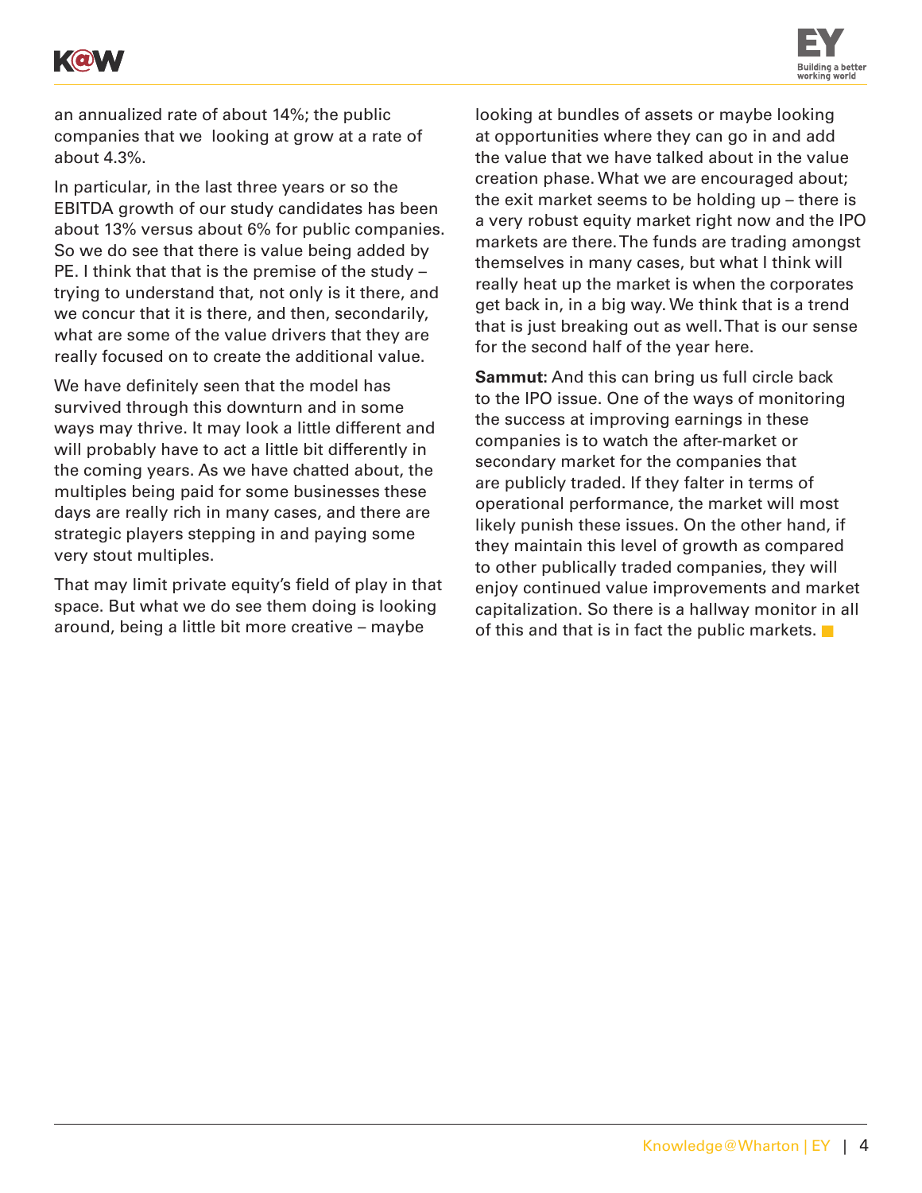an annualized rate of about 14%; the public companies that we  looking at grow at a rate of about 4.3%.

In particular, in the last three years or so the EBITDA growth of our study candidates has been about 13% versus about 6% for public companies. So we do see that there is value being added by PE. I think that that is the premise of the study – trying to understand that, not only is it there, and we concur that it is there, and then, secondarily, what are some of the value drivers that they are really focused on to create the additional value.

We have definitely seen that the model has survived through this downturn and in some ways may thrive. It may look a little different and will probably have to act a little bit differently in the coming years. As we have chatted about, the multiples being paid for some businesses these days are really rich in many cases, and there are strategic players stepping in and paying some very stout multiples.

That may limit private equity's field of play in that space. But what we do see them doing is looking around, being a little bit more creative – maybe looking at bundles of assets or maybe looking at opportunities where they can go in and add the value that we have talked about in the value creation phase. What we are encouraged about; the exit market seems to be holding up – there is a very robust equity market right now and the IPO markets are there. The funds are trading amongst themselves in many cases, but what I think will really heat up the market is when the corporates get back in, in a big way. We think that is a trend that is just breaking out as well. That is our sense for the second half of the year here.

**Sammut:** And this can bring us full circle back to the IPO issue. One of the ways of monitoring the success at improving earnings in these companies is to watch the after-market or secondary market for the companies that are publicly traded. If they falter in terms of operational performance, the market will most likely punish these issues. On the other hand, if they maintain this level of growth as compared to other publically traded companies, they will enjoy continued value improvements and market capitalization. So there is a hallway monitor in all of this and that is in fact the public markets. ■